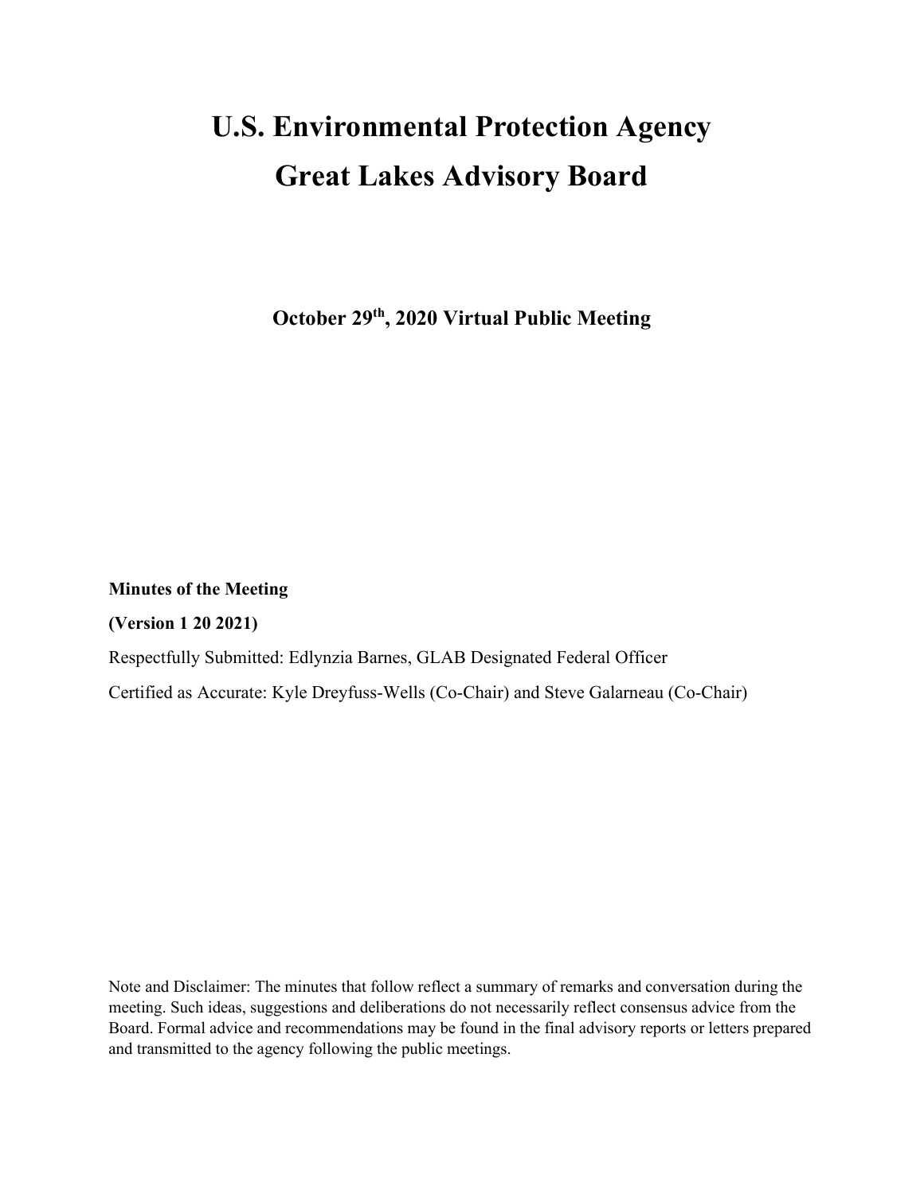# U.S. Environmental Protection Agency

# Great Lakes Advisory Board

**October 29th, 2020 Virtual Public Meeting**

**Minutes of the Meeting**

**(Version 1 20 2021)**

Respectfully Submitted: Edlynzia Barnes, GLAB Designated Federal Officer

Certified as Accurate: Kyle Dreyfuss-Wells (Co-Chair) and Steve Galarneau (Co-Chair)

Note and Disclaimer: The minutes that follow reflect a summary of remarks and conversation during the meeting. Such ideas, suggestions and deliberations do not necessarily reflect consensus advice from the Board. Formal advice and recommendations may be found in the final advisory reports or letters prepared and transmitted to the agency following the public meetings.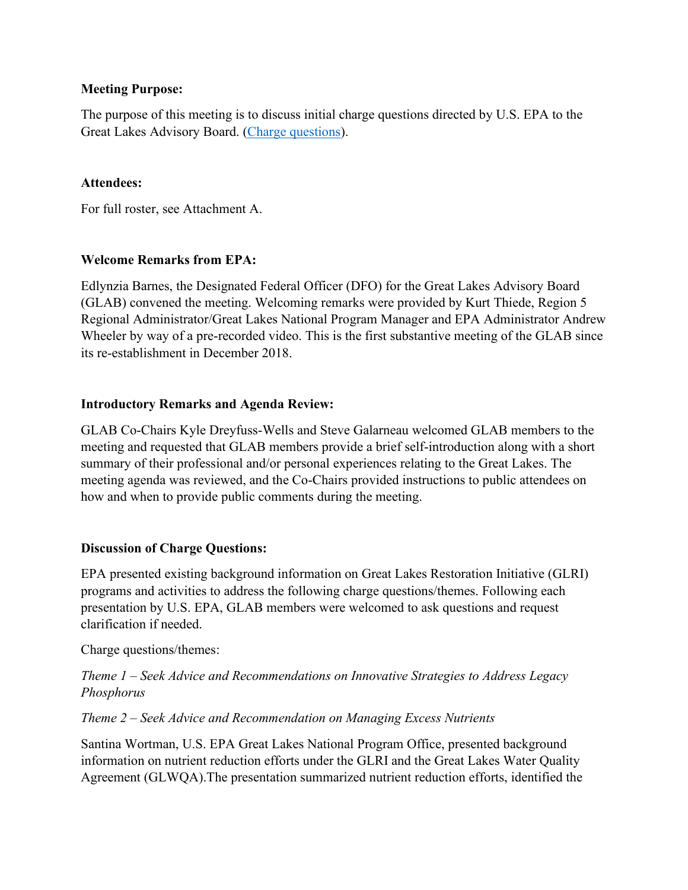**Meeting Purpose:**

The purpose of this meeting is to discuss initial charge questions directed by U.S. EPA to the Great Lakes Advisory Board. ([Charge questions](Charge questions)).

**Attendees:**

For full roster, see Attachment A.

**Welcome Remarks from EPA:**

Edlynzia Barnes, the Designated Federal Officer (DFO) for the Great Lakes Advisory Board (GLAB) convened the meeting. Welcoming remarks were provided by Kurt Thiede, Region 5 Regional Administrator/Great Lakes National Program Manager and EPA Administrator Andrew Wheeler by way of a pre-recorded video. This is the first substantive meeting of the GLAB since its re-establishment in December 2018.

**Introductory Remarks and Agenda Review:**

GLAB Co-Chairs Kyle Dreyfuss-Wells and Steve Galarneau welcomed GLAB members to the meeting and requested that GLAB members provide a brief self-introduction along with a short summary of their professional and/or personal experiences relating to the Great Lakes. The meeting agenda was reviewed, and the Co-Chairs provided instructions to public attendees on how and when to provide public comments during the meeting.

**Discussion of Charge Questions:**

EPA presented existing background information on Great Lakes Restoration Initiative (GLRI) programs and activities to address the following charge questions/themes. Following each presentation by U.S. EPA, GLAB members were welcomed to ask questions and request clarification if needed.

Charge questions/themes:

*Theme 1 – Seek Advice and Recommendations on Innovative Strategies to Address Legacy Phosphorus*

*Theme 2 – Seek Advice and Recommendation on Managing Excess Nutrients*

Santina Wortman, U.S. EPA Great Lakes National Program Office, presented background information on nutrient reduction efforts under the GLRI and the Great Lakes Water Quality Agreement (GLWQA).The presentation summarized nutrient reduction efforts, identified the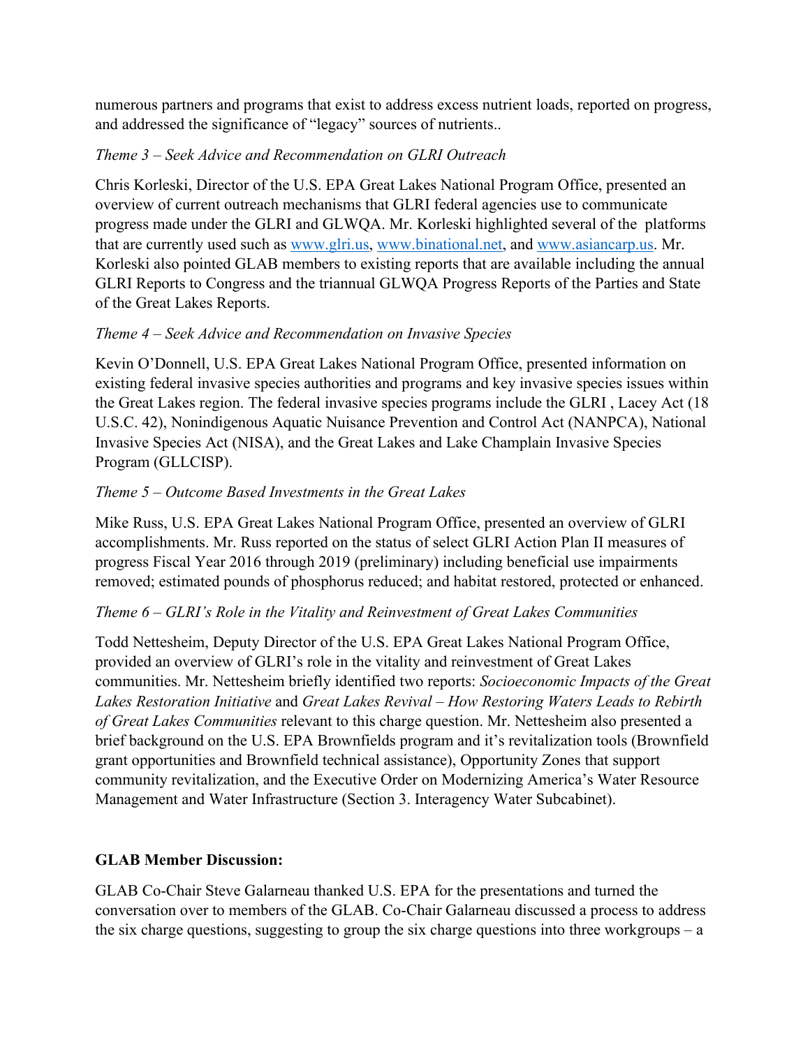numerous partners and programs that exist to address excess nutrient loads, reported on progress, and addressed the significance of "legacy" sources of nutrients..

*Theme 3 – Seek Advice and Recommendation on GLRI Outreach*

Chris Korleski, Director of the U.S. EPA Great Lakes National Program Office, presented an overview of current outreach mechanisms that GLRI federal agencies use to communicate progress made under the GLRI and GLWQA. Mr. Korleski highlighted several of the platforms that are currently used such as [www.glri.us](www.glri.us), [www.binational.net](www.binational.net), and [www.asiancarp.us](www.asiancarp.us). Mr. Korleski also pointed GLAB members to existing reports that are available including the annual GLRI Reports to Congress and the triannual GLWQA Progress Reports of the Parties and State of the Great Lakes Reports.

*Theme 4 – Seek Advice and Recommendation on Invasive Species*

Kevin O'Donnell, U.S. EPA Great Lakes National Program Office, presented information on existing federal invasive species authorities and programs and key invasive species issues within the Great Lakes region. The federal invasive species programs include the GLRI , Lacey Act (18 U.S.C. 42), Nonindigenous Aquatic Nuisance Prevention and Control Act (NANPCA), National Invasive Species Act (NISA), and the Great Lakes and Lake Champlain Invasive Species Program (GLLCISP).

*Theme 5 – Outcome Based Investments in the Great Lakes*

Mike Russ, U.S. EPA Great Lakes National Program Office, presented an overview of GLRI accomplishments. Mr. Russ reported on the status of select GLRI Action Plan II measures of progress Fiscal Year 2016 through 2019 (preliminary) including beneficial use impairments removed; estimated pounds of phosphorus reduced; and habitat restored, protected or enhanced.

*Theme 6 – GLRI's Role in the Vitality and Reinvestment of Great Lakes Communities*

Todd Nettesheim, Deputy Director of the U.S. EPA Great Lakes National Program Office, provided an overview of GLRI's role in the vitality and reinvestment of Great Lakes communities. Mr. Nettesheim briefly identified two reports: *Socioeconomic Impacts of the Great Lakes Restoration Initiative* and *Great Lakes Revival – How Restoring Waters Leads to Rebirth of Great Lakes Communities* relevant to this charge question. Mr. Nettesheim also presented a brief background on the U.S. EPA Brownfields program and it's revitalization tools (Brownfield grant opportunities and Brownfield technical assistance), Opportunity Zones that support community revitalization, and the Executive Order on Modernizing America's Water Resource Management and Water Infrastructure (Section 3. Interagency Water Subcabinet).

**GLAB Member Discussion:**

GLAB Co-Chair Steve Galarneau thanked U.S. EPA for the presentations and turned the conversation over to members of the GLAB. Co-Chair Galarneau discussed a process to address the six charge questions, suggesting to group the six charge questions into three workgroups – a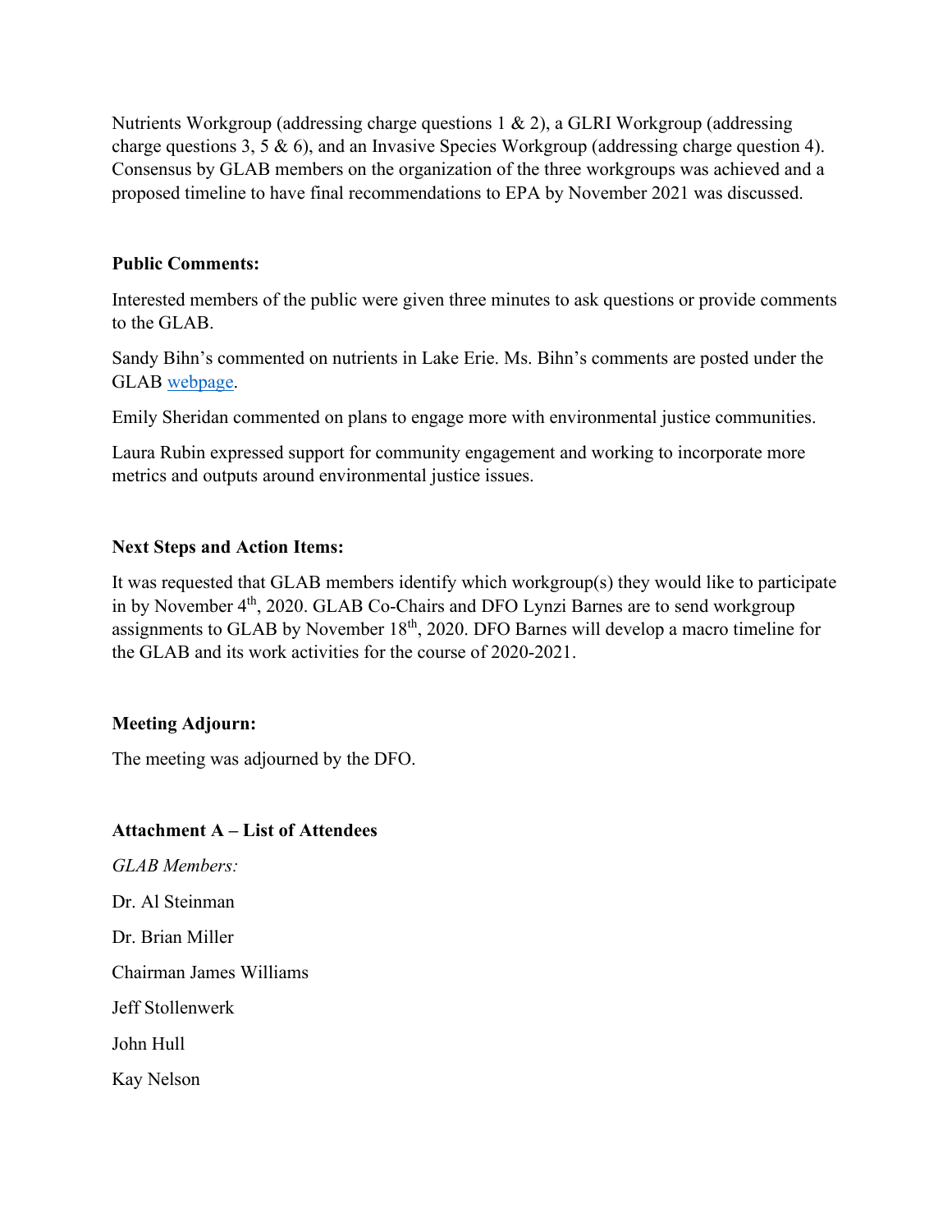Nutrients Workgroup (addressing charge questions 1 & 2), a GLRI Workgroup (addressing charge questions 3, 5 & 6), and an Invasive Species Workgroup (addressing charge question 4). Consensus by GLAB members on the organization of the three workgroups was achieved and a proposed timeline to have final recommendations to EPA by November 2021 was discussed.

**Public Comments:**

Interested members of the public were given three minutes to ask questions or provide comments to the GLAB.

Sandy Bihn's commented on nutrients in Lake Erie. Ms. Bihn's comments are posted under the GLAB webpage.

Emily Sheridan commented on plans to engage more with environmental justice communities.

Laura Rubin expressed support for community engagement and working to incorporate more metrics and outputs around environmental justice issues.

**Next Steps and Action Items:**

It was requested that GLAB members identify which workgroup(s) they would like to participate in by November 4th, 2020. GLAB Co-Chairs and DFO Lynzi Barnes are to send workgroup assignments to GLAB by November 18th, 2020. DFO Barnes will develop a macro timeline for the GLAB and its work activities for the course of 2020-2021.

**Meeting Adjourn:**

The meeting was adjourned by the DFO.

**Attachment A – List of Attendees**

*GLAB Members:*

Dr. Al Steinman

Dr. Brian Miller

Chairman James Williams

Jeff Stollenwerk

John Hull

Kay Nelson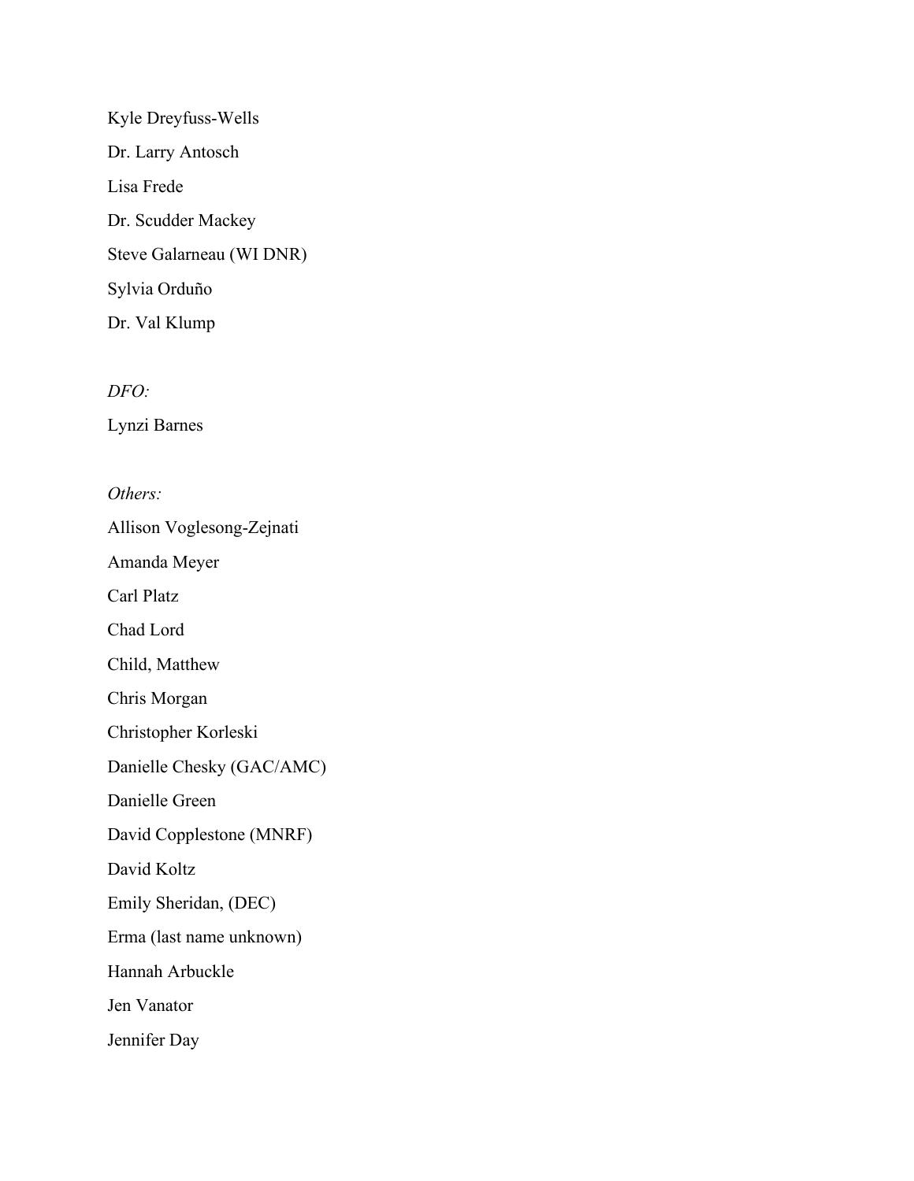Kyle Dreyfuss-Wells

Dr. Larry Antosch

Lisa Frede

Dr. Scudder Mackey

Steve Galarneau (WI DNR)

Sylvia Orduño

Dr. Val Klump

*DFO:*

Lynzi Barnes

*Others:*

Allison Voglesong-Zejnati

Amanda Meyer

Carl Platz

Chad Lord

Child, Matthew

Chris Morgan

Christopher Korleski

Danielle Chesky (GAC/AMC)

Danielle Green

David Copplestone (MNRF)

David Koltz

Emily Sheridan, (DEC)

Erma (last name unknown)

Hannah Arbuckle

Jen Vanator

Jennifer Day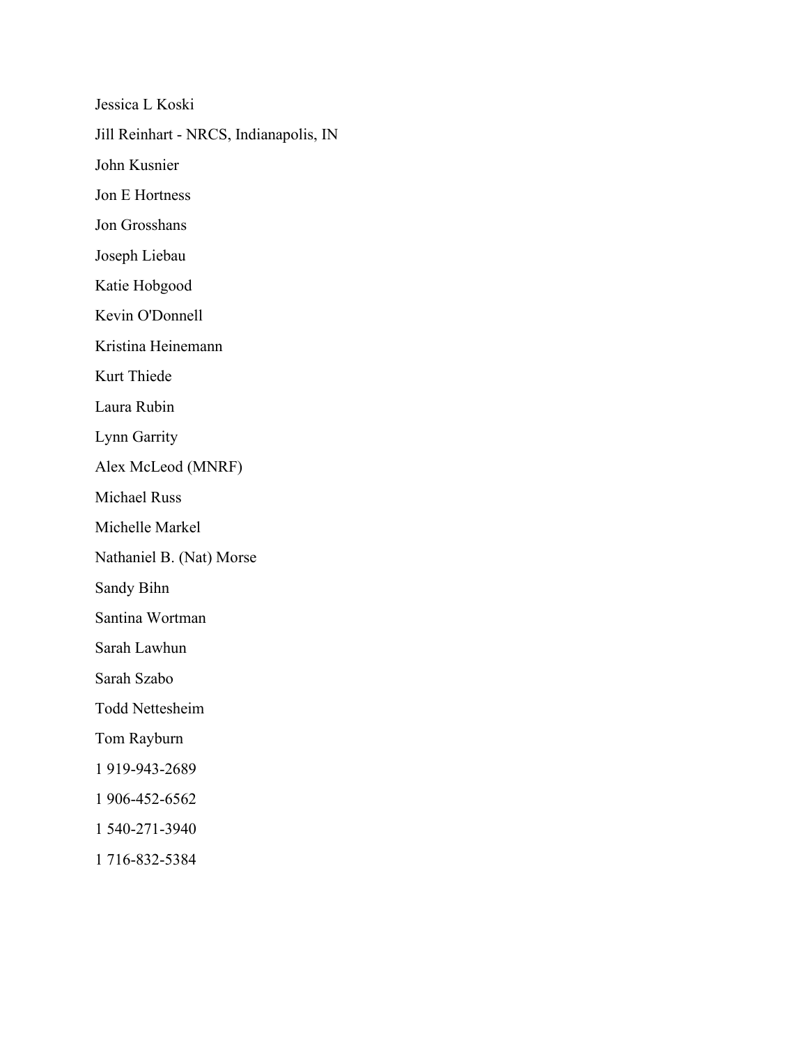Jessica L Koski

Jill Reinhart - NRCS, Indianapolis, IN

John Kusnier

Jon E Hortness

Jon Grosshans

Joseph Liebau

Katie Hobgood

Kevin O'Donnell

Kristina Heinemann

Kurt Thiede

Laura Rubin

Lynn Garrity

Alex McLeod (MNRF)

Michael Russ

Michelle Markel

Nathaniel B. (Nat) Morse

Sandy Bihn

Santina Wortman

Sarah Lawhun

Sarah Szabo

Todd Nettesheim

Tom Rayburn

1 919-943-2689

1 906-452-6562

1 540-271-3940

1 716-832-5384